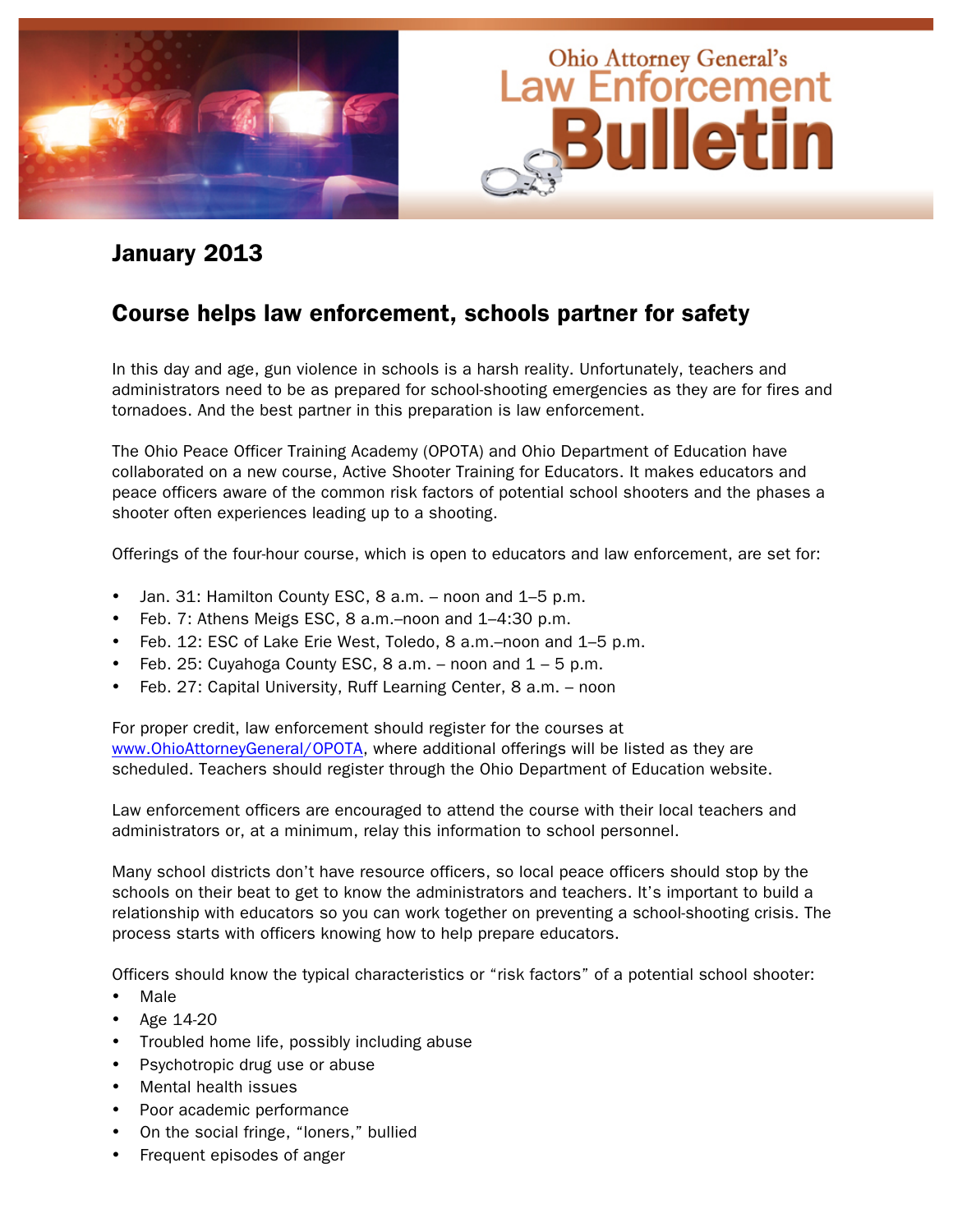# Ohio Attorney General's Law Enforcement Bulletin

## January 2013

## Course helps law enforcement, schools partner for safety

In this day and age, gun violence in schools is a harsh reality. Unfortunately, teachers and administrators need to be as prepared for school-shooting emergencies as they are for fires and tornadoes. And the best partner in this preparation is law enforcement.

The Ohio Peace Officer Training Academy (OPOTA) and Ohio Department of Education have collaborated on a new course, Active Shooter Training for Educators. It makes educators and peace officers aware of the common risk factors of potential school shooters and the phases a shooter often experiences leading up to a shooting.

Offerings of the four-hour course, which is open to educators and law enforcement, are set for:

- Jan. 31: Hamilton County ESC, 8 a.m. – noon and 1–5 p.m.
- Feb. 7: Athens Meigs ESC, 8 a.m.–noon and 1–4:30 p.m.
- Feb. 12: ESC of Lake Erie West, Toledo, 8 a.m.–noon and 1–5 p.m.
- Feb. 25: Cuyahoga County ESC, 8 a.m. – noon and 1 – 5 p.m.
- Feb. 27: Capital University, Ruff Learning Center, 8 a.m. – noon

For proper credit, law enforcement should register for the courses at [www.OhioAttorneyGeneral/OPOTA](www.OhioAttorneyGeneral/OPOTA), where additional offerings will be listed as they are scheduled. Teachers should register through the Ohio Department of Education website.

Law enforcement officers are encouraged to attend the course with their local teachers and administrators or, at a minimum, relay this information to school personnel.

Many school districts don't have resource officers, so local peace officers should stop by the schools on their beat to get to know the administrators and teachers. It's important to build a relationship with educators so you can work together on preventing a school-shooting crisis. The process starts with officers knowing how to help prepare educators.

Officers should know the typical characteristics or "risk factors" of a potential school shooter:

- Male
- Age 14-20
- Troubled home life, possibly including abuse
- Psychotropic drug use or abuse
- Mental health issues
- Poor academic performance
- On the social fringe, "loners," bullied
- Frequent episodes of anger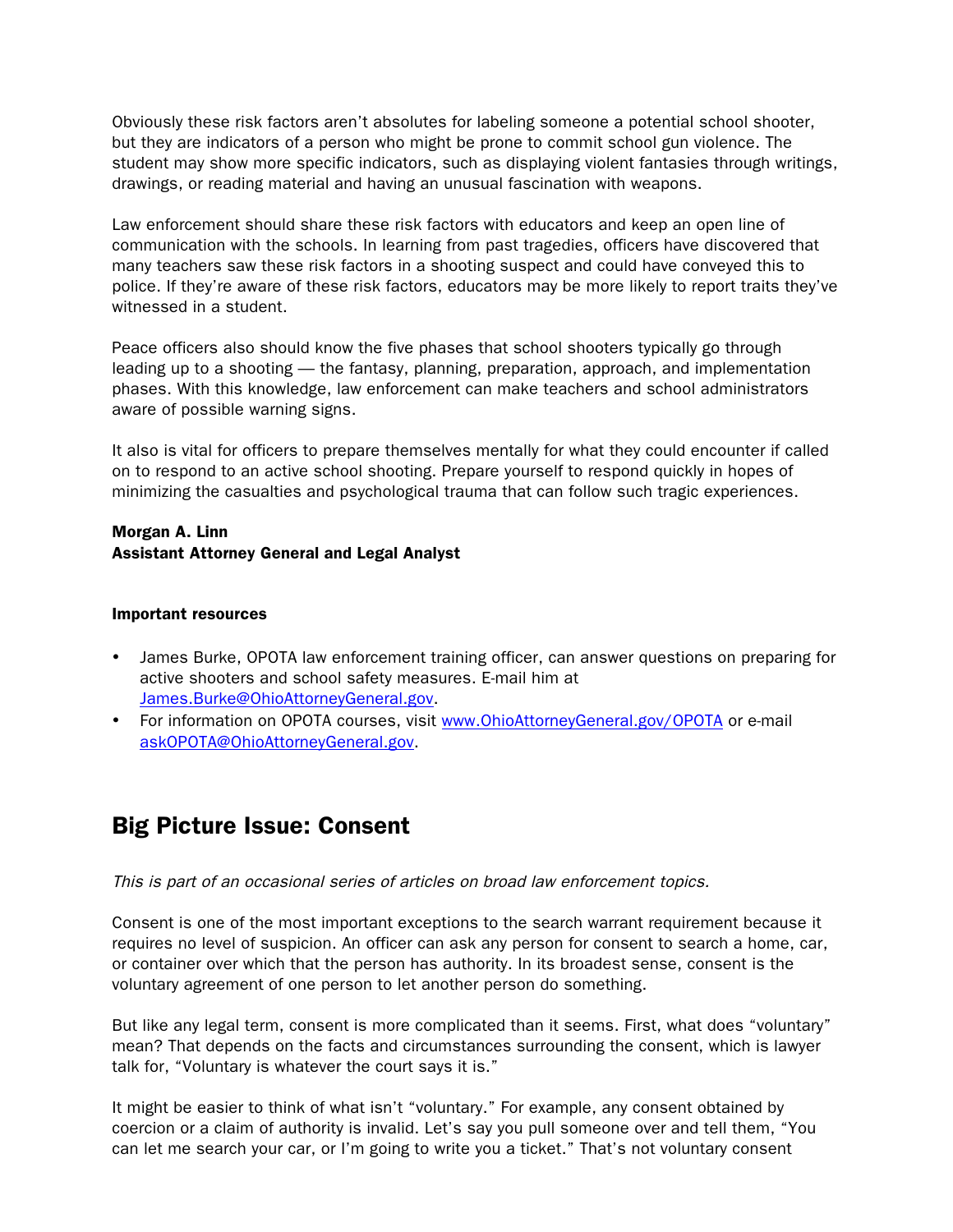Obviously these risk factors aren't absolutes for labeling someone a potential school shooter, but they are indicators of a person who might be prone to commit school gun violence. The student may show more specific indicators, such as displaying violent fantasies through writings, drawings, or reading material and having an unusual fascination with weapons.

Law enforcement should share these risk factors with educators and keep an open line of communication with the schools. In learning from past tragedies, officers have discovered that many teachers saw these risk factors in a shooting suspect and could have conveyed this to police. If they're aware of these risk factors, educators may be more likely to report traits they've witnessed in a student.

Peace officers also should know the five phases that school shooters typically go through leading up to a shooting — the fantasy, planning, preparation, approach, and implementation phases. With this knowledge, law enforcement can make teachers and school administrators aware of possible warning signs.

It also is vital for officers to prepare themselves mentally for what they could encounter if called on to respond to an active school shooting. Prepare yourself to respond quickly in hopes of minimizing the casualties and psychological trauma that can follow such tragic experiences.

**Morgan A. Linn**
**Assistant Attorney General and Legal Analyst**

**Important resources**

- James Burke, OPOTA law enforcement training officer, can answer questions on preparing for active shooters and school safety measures. E-mail him at James.Burke@OhioAttorneyGeneral.gov.
- For information on OPOTA courses, visit www.OhioAttorneyGeneral.gov/OPOTA or e-mail askOPOTA@OhioAttorneyGeneral.gov.

## Big Picture Issue: Consent

*This is part of an occasional series of articles on broad law enforcement topics.*

Consent is one of the most important exceptions to the search warrant requirement because it requires no level of suspicion. An officer can ask any person for consent to search a home, car, or container over which that the person has authority. In its broadest sense, consent is the voluntary agreement of one person to let another person do something.

But like any legal term, consent is more complicated than it seems. First, what does "voluntary" mean? That depends on the facts and circumstances surrounding the consent, which is lawyer talk for, "Voluntary is whatever the court says it is."

It might be easier to think of what isn't "voluntary." For example, any consent obtained by coercion or a claim of authority is invalid. Let's say you pull someone over and tell them, "You can let me search your car, or I'm going to write you a ticket." That's not voluntary consent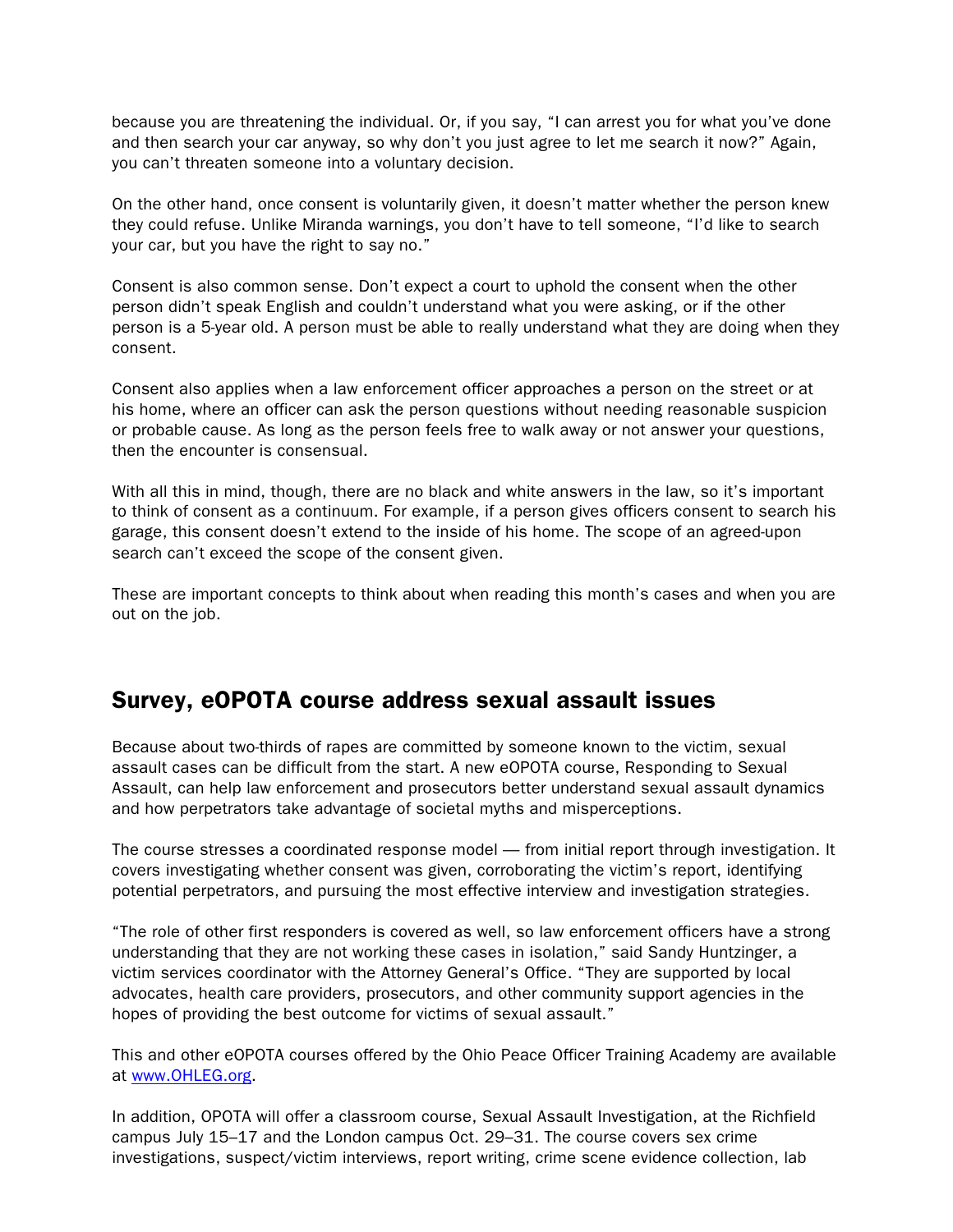because you are threatening the individual. Or, if you say, "I can arrest you for what you've done and then search your car anyway, so why don't you just agree to let me search it now?" Again, you can't threaten someone into a voluntary decision.

On the other hand, once consent is voluntarily given, it doesn't matter whether the person knew they could refuse. Unlike Miranda warnings, you don't have to tell someone, "I'd like to search your car, but you have the right to say no."

Consent is also common sense. Don't expect a court to uphold the consent when the other person didn't speak English and couldn't understand what you were asking, or if the other person is a 5-year old. A person must be able to really understand what they are doing when they consent.

Consent also applies when a law enforcement officer approaches a person on the street or at his home, where an officer can ask the person questions without needing reasonable suspicion or probable cause. As long as the person feels free to walk away or not answer your questions, then the encounter is consensual.

With all this in mind, though, there are no black and white answers in the law, so it's important to think of consent as a continuum. For example, if a person gives officers consent to search his garage, this consent doesn't extend to the inside of his home. The scope of an agreed-upon search can't exceed the scope of the consent given.

These are important concepts to think about when reading this month's cases and when you are out on the job.

## Survey, eOPOTA course address sexual assault issues

Because about two-thirds of rapes are committed by someone known to the victim, sexual assault cases can be difficult from the start. A new eOPOTA course, Responding to Sexual Assault, can help law enforcement and prosecutors better understand sexual assault dynamics and how perpetrators take advantage of societal myths and misperceptions.

The course stresses a coordinated response model — from initial report through investigation. It covers investigating whether consent was given, corroborating the victim's report, identifying potential perpetrators, and pursuing the most effective interview and investigation strategies.

"The role of other first responders is covered as well, so law enforcement officers have a strong understanding that they are not working these cases in isolation," said Sandy Huntzinger, a victim services coordinator with the Attorney General's Office. "They are supported by local advocates, health care providers, prosecutors, and other community support agencies in the hopes of providing the best outcome for victims of sexual assault."

This and other eOPOTA courses offered by the Ohio Peace Officer Training Academy are available at [www.OHLEG.org](www.OHLEG.org).

In addition, OPOTA will offer a classroom course, Sexual Assault Investigation, at the Richfield campus July 15–17 and the London campus Oct. 29–31. The course covers sex crime investigations, suspect/victim interviews, report writing, crime scene evidence collection, lab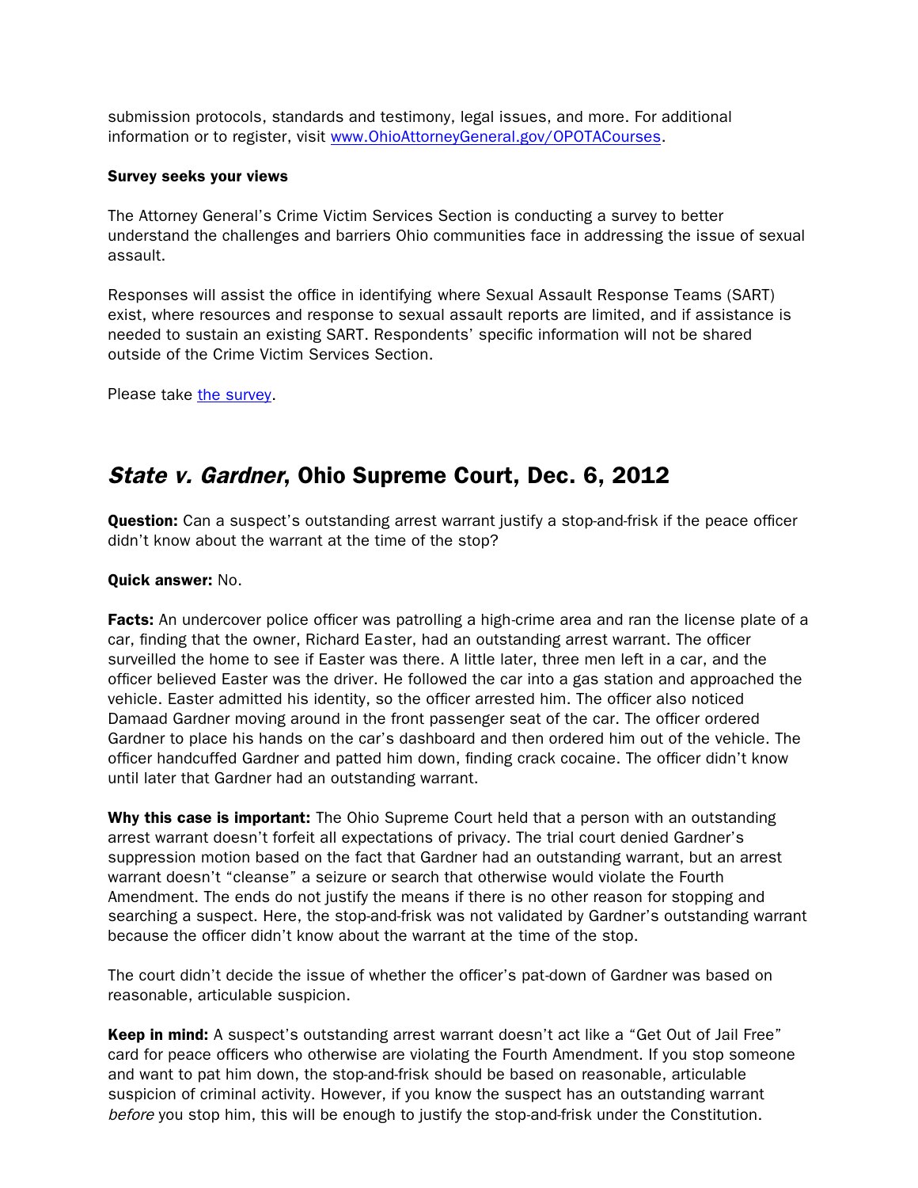submission protocols, standards and testimony, legal issues, and more. For additional information or to register, visit [www.OhioAttorneyGeneral.gov/OPOTACourses](www.OhioAttorneyGeneral.gov/OPOTACourses).

**Survey seeks your views**

The Attorney General's Crime Victim Services Section is conducting a survey to better understand the challenges and barriers Ohio communities face in addressing the issue of sexual assault.

Responses will assist the office in identifying where Sexual Assault Response Teams (SART) exist, where resources and response to sexual assault reports are limited, and if assistance is needed to sustain an existing SART. Respondents' specific information will not be shared outside of the Crime Victim Services Section.

Please take the survey.

## *State v. Gardner*, Ohio Supreme Court, Dec. 6, 2012

**Question:** Can a suspect's outstanding arrest warrant justify a stop-and-frisk if the peace officer didn't know about the warrant at the time of the stop?

**Quick answer:** No.

**Facts:** An undercover police officer was patrolling a high-crime area and ran the license plate of a car, finding that the owner, Richard Easter, had an outstanding arrest warrant. The officer surveilled the home to see if Easter was there. A little later, three men left in a car, and the officer believed Easter was the driver. He followed the car into a gas station and approached the vehicle. Easter admitted his identity, so the officer arrested him. The officer also noticed Damaad Gardner moving around in the front passenger seat of the car. The officer ordered Gardner to place his hands on the car's dashboard and then ordered him out of the vehicle. The officer handcuffed Gardner and patted him down, finding crack cocaine. The officer didn't know until later that Gardner had an outstanding warrant.

**Why this case is important:** The Ohio Supreme Court held that a person with an outstanding arrest warrant doesn't forfeit all expectations of privacy. The trial court denied Gardner's suppression motion based on the fact that Gardner had an outstanding warrant, but an arrest warrant doesn't "cleanse" a seizure or search that otherwise would violate the Fourth Amendment. The ends do not justify the means if there is no other reason for stopping and searching a suspect. Here, the stop-and-frisk was not validated by Gardner's outstanding warrant because the officer didn't know about the warrant at the time of the stop.

The court didn't decide the issue of whether the officer's pat-down of Gardner was based on reasonable, articulable suspicion.

**Keep in mind:** A suspect's outstanding arrest warrant doesn't act like a "Get Out of Jail Free" card for peace officers who otherwise are violating the Fourth Amendment. If you stop someone and want to pat him down, the stop-and-frisk should be based on reasonable, articulable suspicion of criminal activity. However, if you know the suspect has an outstanding warrant *before* you stop him, this will be enough to justify the stop-and-frisk under the Constitution.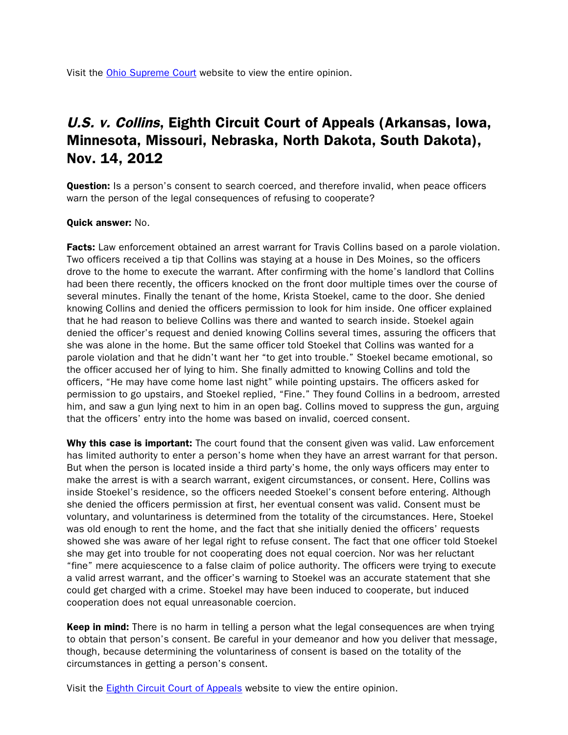Visit the Ohio Supreme Court website to view the entire opinion.

## *U.S. v. Collins*, Eighth Circuit Court of Appeals (Arkansas, Iowa, Minnesota, Missouri, Nebraska, North Dakota, South Dakota), Nov. 14, 2012

**Question:** Is a person's consent to search coerced, and therefore invalid, when peace officers warn the person of the legal consequences of refusing to cooperate?

**Quick answer:** No.

**Facts:** Law enforcement obtained an arrest warrant for Travis Collins based on a parole violation. Two officers received a tip that Collins was staying at a house in Des Moines, so the officers drove to the home to execute the warrant. After confirming with the home's landlord that Collins had been there recently, the officers knocked on the front door multiple times over the course of several minutes. Finally the tenant of the home, Krista Stoekel, came to the door. She denied knowing Collins and denied the officers permission to look for him inside. One officer explained that he had reason to believe Collins was there and wanted to search inside. Stoekel again denied the officer's request and denied knowing Collins several times, assuring the officers that she was alone in the home. But the same officer told Stoekel that Collins was wanted for a parole violation and that he didn't want her "to get into trouble." Stoekel became emotional, so the officer accused her of lying to him. She finally admitted to knowing Collins and told the officers, "He may have come home last night" while pointing upstairs. The officers asked for permission to go upstairs, and Stoekel replied, "Fine." They found Collins in a bedroom, arrested him, and saw a gun lying next to him in an open bag. Collins moved to suppress the gun, arguing that the officers' entry into the home was based on invalid, coerced consent.

**Why this case is important:** The court found that the consent given was valid. Law enforcement has limited authority to enter a person's home when they have an arrest warrant for that person. But when the person is located inside a third party's home, the only ways officers may enter to make the arrest is with a search warrant, exigent circumstances, or consent. Here, Collins was inside Stoekel's residence, so the officers needed Stoekel's consent before entering. Although she denied the officers permission at first, her eventual consent was valid. Consent must be voluntary, and voluntariness is determined from the totality of the circumstances. Here, Stoekel was old enough to rent the home, and the fact that she initially denied the officers' requests showed she was aware of her legal right to refuse consent. The fact that one officer told Stoekel she may get into trouble for not cooperating does not equal coercion. Nor was her reluctant "fine" mere acquiescence to a false claim of police authority. The officers were trying to execute a valid arrest warrant, and the officer's warning to Stoekel was an accurate statement that she could get charged with a crime. Stoekel may have been induced to cooperate, but induced cooperation does not equal unreasonable coercion.

**Keep in mind:** There is no harm in telling a person what the legal consequences are when trying to obtain that person's consent. Be careful in your demeanor and how you deliver that message, though, because determining the voluntariness of consent is based on the totality of the circumstances in getting a person's consent.

Visit the Eighth Circuit Court of Appeals website to view the entire opinion.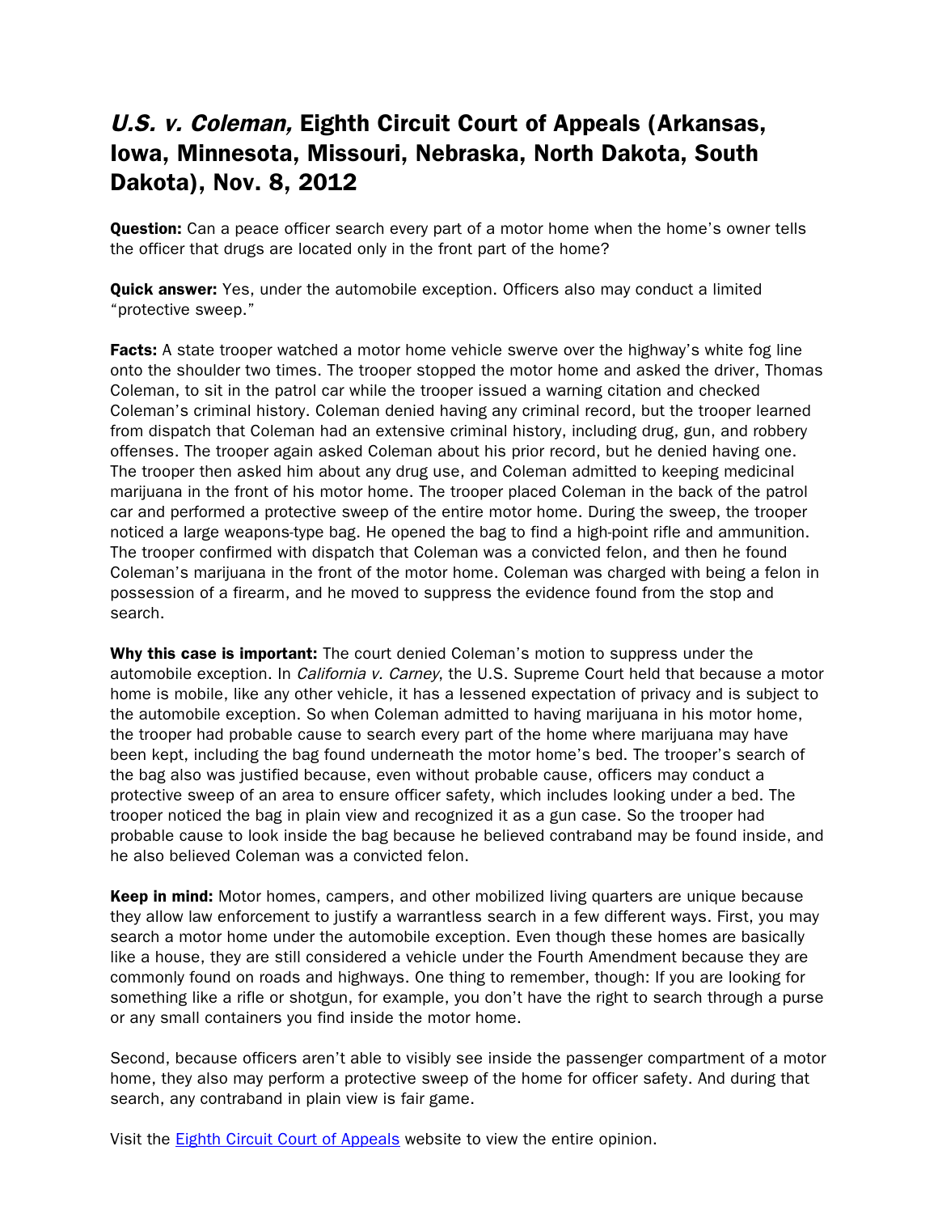## *U.S. v. Coleman,* Eighth Circuit Court of Appeals (Arkansas, Iowa, Minnesota, Missouri, Nebraska, North Dakota, South Dakota), Nov. 8, 2012

**Question:** Can a peace officer search every part of a motor home when the home's owner tells the officer that drugs are located only in the front part of the home?

**Quick answer:** Yes, under the automobile exception. Officers also may conduct a limited "protective sweep."

**Facts:** A state trooper watched a motor home vehicle swerve over the highway's white fog line onto the shoulder two times. The trooper stopped the motor home and asked the driver, Thomas Coleman, to sit in the patrol car while the trooper issued a warning citation and checked Coleman's criminal history. Coleman denied having any criminal record, but the trooper learned from dispatch that Coleman had an extensive criminal history, including drug, gun, and robbery offenses. The trooper again asked Coleman about his prior record, but he denied having one. The trooper then asked him about any drug use, and Coleman admitted to keeping medicinal marijuana in the front of his motor home. The trooper placed Coleman in the back of the patrol car and performed a protective sweep of the entire motor home. During the sweep, the trooper noticed a large weapons-type bag. He opened the bag to find a high-point rifle and ammunition. The trooper confirmed with dispatch that Coleman was a convicted felon, and then he found Coleman's marijuana in the front of the motor home. Coleman was charged with being a felon in possession of a firearm, and he moved to suppress the evidence found from the stop and search.

**Why this case is important:** The court denied Coleman's motion to suppress under the automobile exception. In *California v. Carney*, the U.S. Supreme Court held that because a motor home is mobile, like any other vehicle, it has a lessened expectation of privacy and is subject to the automobile exception. So when Coleman admitted to having marijuana in his motor home, the trooper had probable cause to search every part of the home where marijuana may have been kept, including the bag found underneath the motor home's bed. The trooper's search of the bag also was justified because, even without probable cause, officers may conduct a protective sweep of an area to ensure officer safety, which includes looking under a bed. The trooper noticed the bag in plain view and recognized it as a gun case. So the trooper had probable cause to look inside the bag because he believed contraband may be found inside, and he also believed Coleman was a convicted felon.

**Keep in mind:** Motor homes, campers, and other mobilized living quarters are unique because they allow law enforcement to justify a warrantless search in a few different ways. First, you may search a motor home under the automobile exception. Even though these homes are basically like a house, they are still considered a vehicle under the Fourth Amendment because they are commonly found on roads and highways. One thing to remember, though: If you are looking for something like a rifle or shotgun, for example, you don't have the right to search through a purse or any small containers you find inside the motor home.

Second, because officers aren't able to visibly see inside the passenger compartment of a motor home, they also may perform a protective sweep of the home for officer safety. And during that search, any contraband in plain view is fair game.

Visit the [Eighth Circuit Court of Appeals]() website to view the entire opinion.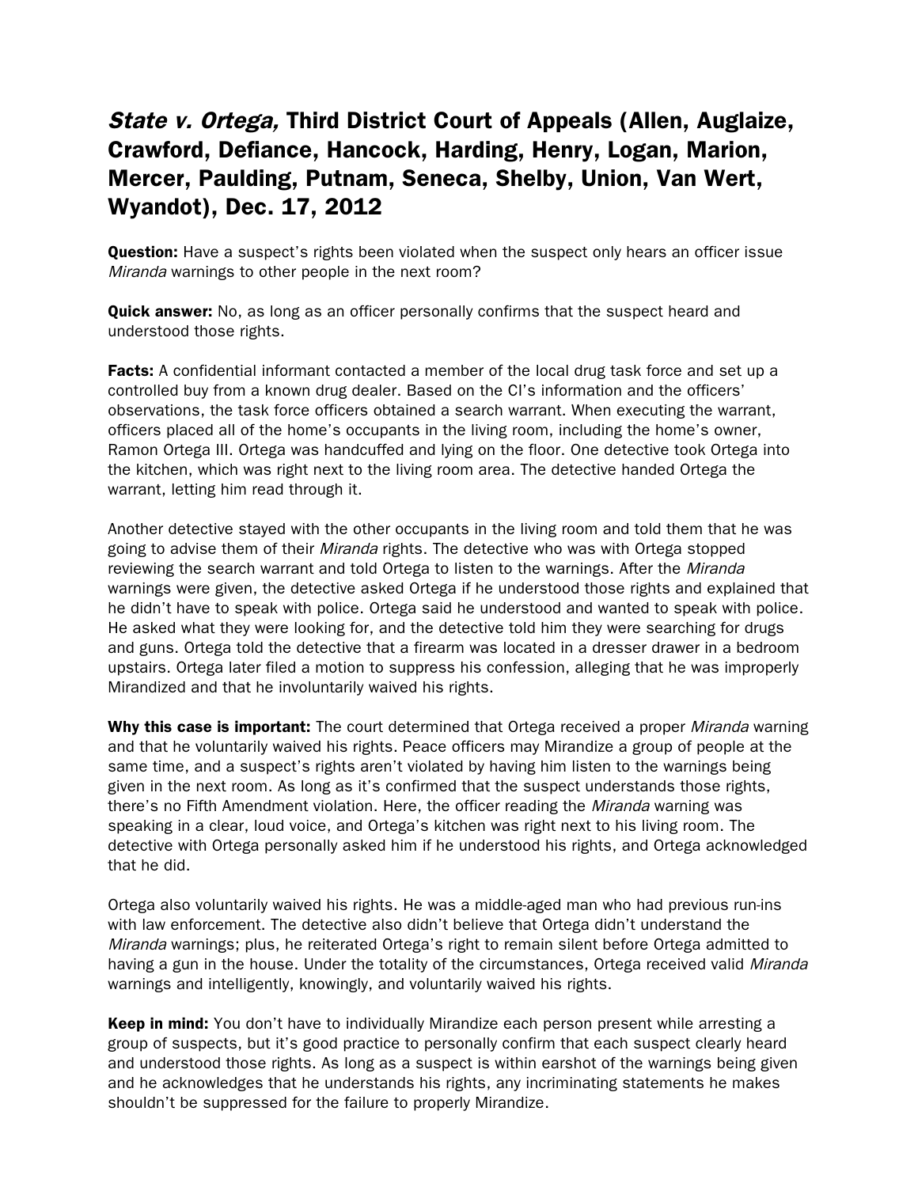## *State v. Ortega,* Third District Court of Appeals (Allen, Auglaize, Crawford, Defiance, Hancock, Harding, Henry, Logan, Marion, Mercer, Paulding, Putnam, Seneca, Shelby, Union, Van Wert, Wyandot), Dec. 17, 2012

**Question:** Have a suspect's rights been violated when the suspect only hears an officer issue *Miranda* warnings to other people in the next room?

**Quick answer:** No, as long as an officer personally confirms that the suspect heard and understood those rights.

**Facts:** A confidential informant contacted a member of the local drug task force and set up a controlled buy from a known drug dealer. Based on the CI's information and the officers' observations, the task force officers obtained a search warrant. When executing the warrant, officers placed all of the home's occupants in the living room, including the home's owner, Ramon Ortega III. Ortega was handcuffed and lying on the floor. One detective took Ortega into the kitchen, which was right next to the living room area. The detective handed Ortega the warrant, letting him read through it.

Another detective stayed with the other occupants in the living room and told them that he was going to advise them of their *Miranda* rights. The detective who was with Ortega stopped reviewing the search warrant and told Ortega to listen to the warnings. After the *Miranda* warnings were given, the detective asked Ortega if he understood those rights and explained that he didn't have to speak with police. Ortega said he understood and wanted to speak with police. He asked what they were looking for, and the detective told him they were searching for drugs and guns. Ortega told the detective that a firearm was located in a dresser drawer in a bedroom upstairs. Ortega later filed a motion to suppress his confession, alleging that he was improperly Mirandized and that he involuntarily waived his rights.

**Why this case is important:** The court determined that Ortega received a proper *Miranda* warning and that he voluntarily waived his rights. Peace officers may Mirandize a group of people at the same time, and a suspect's rights aren't violated by having him listen to the warnings being given in the next room. As long as it's confirmed that the suspect understands those rights, there's no Fifth Amendment violation. Here, the officer reading the *Miranda* warning was speaking in a clear, loud voice, and Ortega's kitchen was right next to his living room. The detective with Ortega personally asked him if he understood his rights, and Ortega acknowledged that he did.

Ortega also voluntarily waived his rights. He was a middle-aged man who had previous run-ins with law enforcement. The detective also didn't believe that Ortega didn't understand the *Miranda* warnings; plus, he reiterated Ortega's right to remain silent before Ortega admitted to having a gun in the house. Under the totality of the circumstances, Ortega received valid *Miranda* warnings and intelligently, knowingly, and voluntarily waived his rights.

**Keep in mind:** You don't have to individually Mirandize each person present while arresting a group of suspects, but it's good practice to personally confirm that each suspect clearly heard and understood those rights. As long as a suspect is within earshot of the warnings being given and he acknowledges that he understands his rights, any incriminating statements he makes shouldn't be suppressed for the failure to properly Mirandize.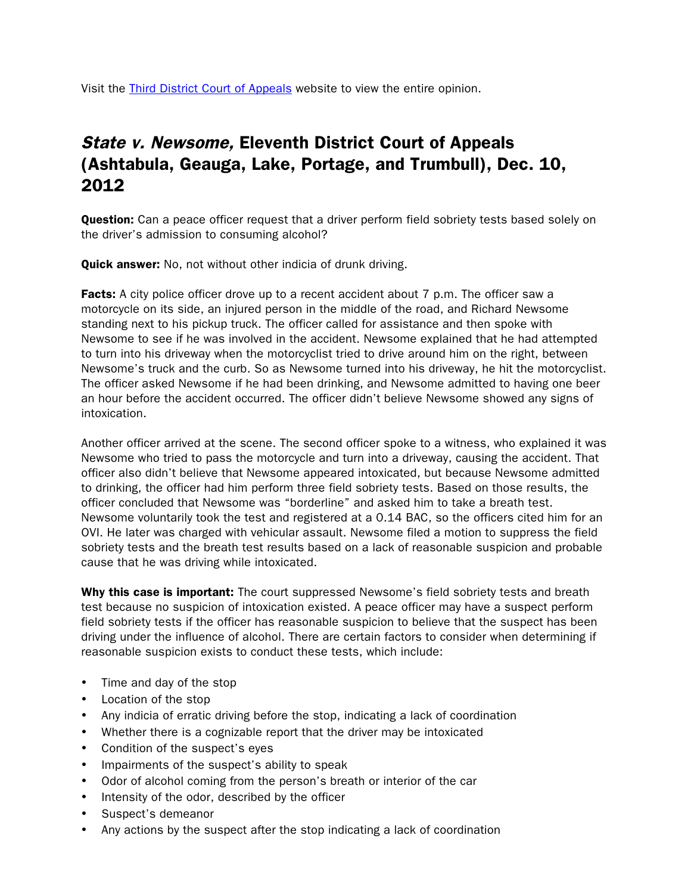Visit the [Third District Court of Appeals](#) website to view the entire opinion.

## *State v. Newsome,* Eleventh District Court of Appeals (Ashtabula, Geauga, Lake, Portage, and Trumbull), Dec. 10, 2012

**Question:** Can a peace officer request that a driver perform field sobriety tests based solely on the driver's admission to consuming alcohol?

**Quick answer:** No, not without other indicia of drunk driving.

**Facts:** A city police officer drove up to a recent accident about 7 p.m. The officer saw a motorcycle on its side, an injured person in the middle of the road, and Richard Newsome standing next to his pickup truck. The officer called for assistance and then spoke with Newsome to see if he was involved in the accident. Newsome explained that he had attempted to turn into his driveway when the motorcyclist tried to drive around him on the right, between Newsome's truck and the curb. So as Newsome turned into his driveway, he hit the motorcyclist. The officer asked Newsome if he had been drinking, and Newsome admitted to having one beer an hour before the accident occurred. The officer didn't believe Newsome showed any signs of intoxication.

Another officer arrived at the scene. The second officer spoke to a witness, who explained it was Newsome who tried to pass the motorcycle and turn into a driveway, causing the accident. That officer also didn't believe that Newsome appeared intoxicated, but because Newsome admitted to drinking, the officer had him perform three field sobriety tests. Based on those results, the officer concluded that Newsome was "borderline" and asked him to take a breath test. Newsome voluntarily took the test and registered at a 0.14 BAC, so the officers cited him for an OVI. He later was charged with vehicular assault. Newsome filed a motion to suppress the field sobriety tests and the breath test results based on a lack of reasonable suspicion and probable cause that he was driving while intoxicated.

**Why this case is important:** The court suppressed Newsome's field sobriety tests and breath test because no suspicion of intoxication existed. A peace officer may have a suspect perform field sobriety tests if the officer has reasonable suspicion to believe that the suspect has been driving under the influence of alcohol. There are certain factors to consider when determining if reasonable suspicion exists to conduct these tests, which include:

- Time and day of the stop
- Location of the stop
- Any indicia of erratic driving before the stop, indicating a lack of coordination
- Whether there is a cognizable report that the driver may be intoxicated
- Condition of the suspect's eyes
- Impairments of the suspect's ability to speak
- Odor of alcohol coming from the person's breath or interior of the car
- Intensity of the odor, described by the officer
- Suspect's demeanor
- Any actions by the suspect after the stop indicating a lack of coordination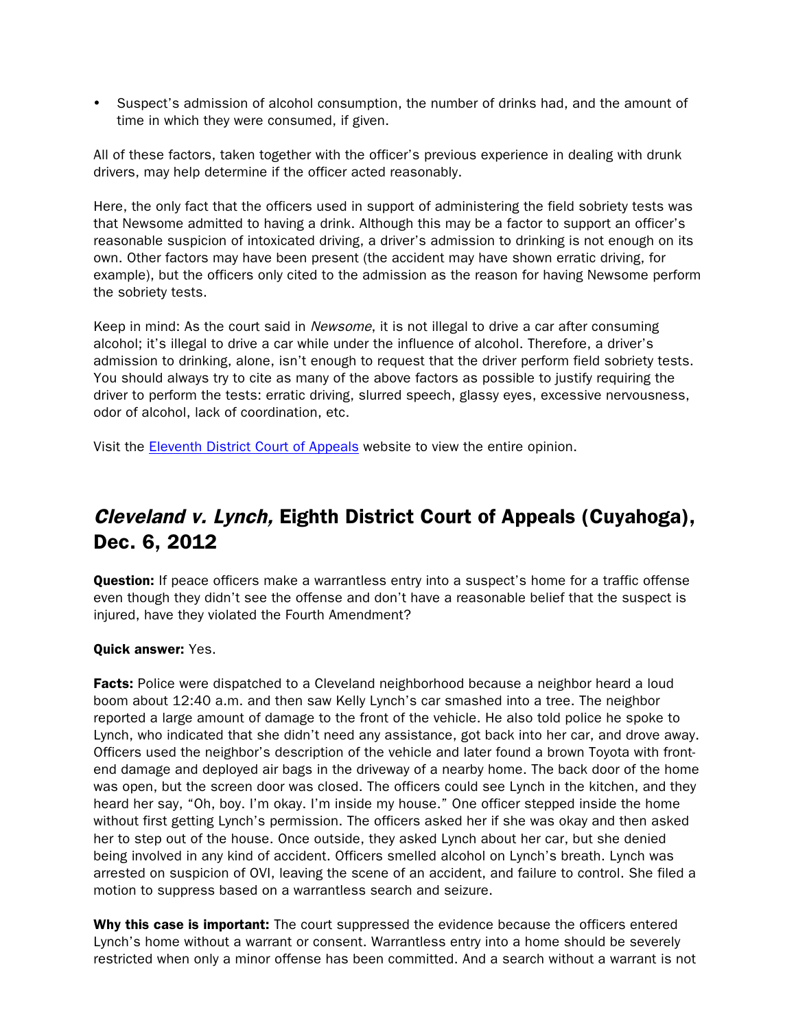- Suspect's admission of alcohol consumption, the number of drinks had, and the amount of time in which they were consumed, if given.

All of these factors, taken together with the officer's previous experience in dealing with drunk drivers, may help determine if the officer acted reasonably.

Here, the only fact that the officers used in support of administering the field sobriety tests was that Newsome admitted to having a drink. Although this may be a factor to support an officer's reasonable suspicion of intoxicated driving, a driver's admission to drinking is not enough on its own. Other factors may have been present (the accident may have shown erratic driving, for example), but the officers only cited to the admission as the reason for having Newsome perform the sobriety tests.

Keep in mind: As the court said in *Newsome*, it is not illegal to drive a car after consuming alcohol; it's illegal to drive a car while under the influence of alcohol. Therefore, a driver's admission to drinking, alone, isn't enough to request that the driver perform field sobriety tests. You should always try to cite as many of the above factors as possible to justify requiring the driver to perform the tests: erratic driving, slurred speech, glassy eyes, excessive nervousness, odor of alcohol, lack of coordination, etc.

Visit the Eleventh District Court of Appeals website to view the entire opinion.

## *Cleveland v. Lynch,* Eighth District Court of Appeals (Cuyahoga), Dec. 6, 2012

**Question:** If peace officers make a warrantless entry into a suspect's home for a traffic offense even though they didn't see the offense and don't have a reasonable belief that the suspect is injured, have they violated the Fourth Amendment?

**Quick answer:** Yes.

**Facts:** Police were dispatched to a Cleveland neighborhood because a neighbor heard a loud boom about 12:40 a.m. and then saw Kelly Lynch's car smashed into a tree. The neighbor reported a large amount of damage to the front of the vehicle. He also told police he spoke to Lynch, who indicated that she didn't need any assistance, got back into her car, and drove away. Officers used the neighbor's description of the vehicle and later found a brown Toyota with front-end damage and deployed air bags in the driveway of a nearby home. The back door of the home was open, but the screen door was closed. The officers could see Lynch in the kitchen, and they heard her say, "Oh, boy. I'm okay. I'm inside my house." One officer stepped inside the home without first getting Lynch's permission. The officers asked her if she was okay and then asked her to step out of the house. Once outside, they asked Lynch about her car, but she denied being involved in any kind of accident. Officers smelled alcohol on Lynch's breath. Lynch was arrested on suspicion of OVI, leaving the scene of an accident, and failure to control. She filed a motion to suppress based on a warrantless search and seizure.

**Why this case is important:** The court suppressed the evidence because the officers entered Lynch's home without a warrant or consent. Warrantless entry into a home should be severely restricted when only a minor offense has been committed. And a search without a warrant is not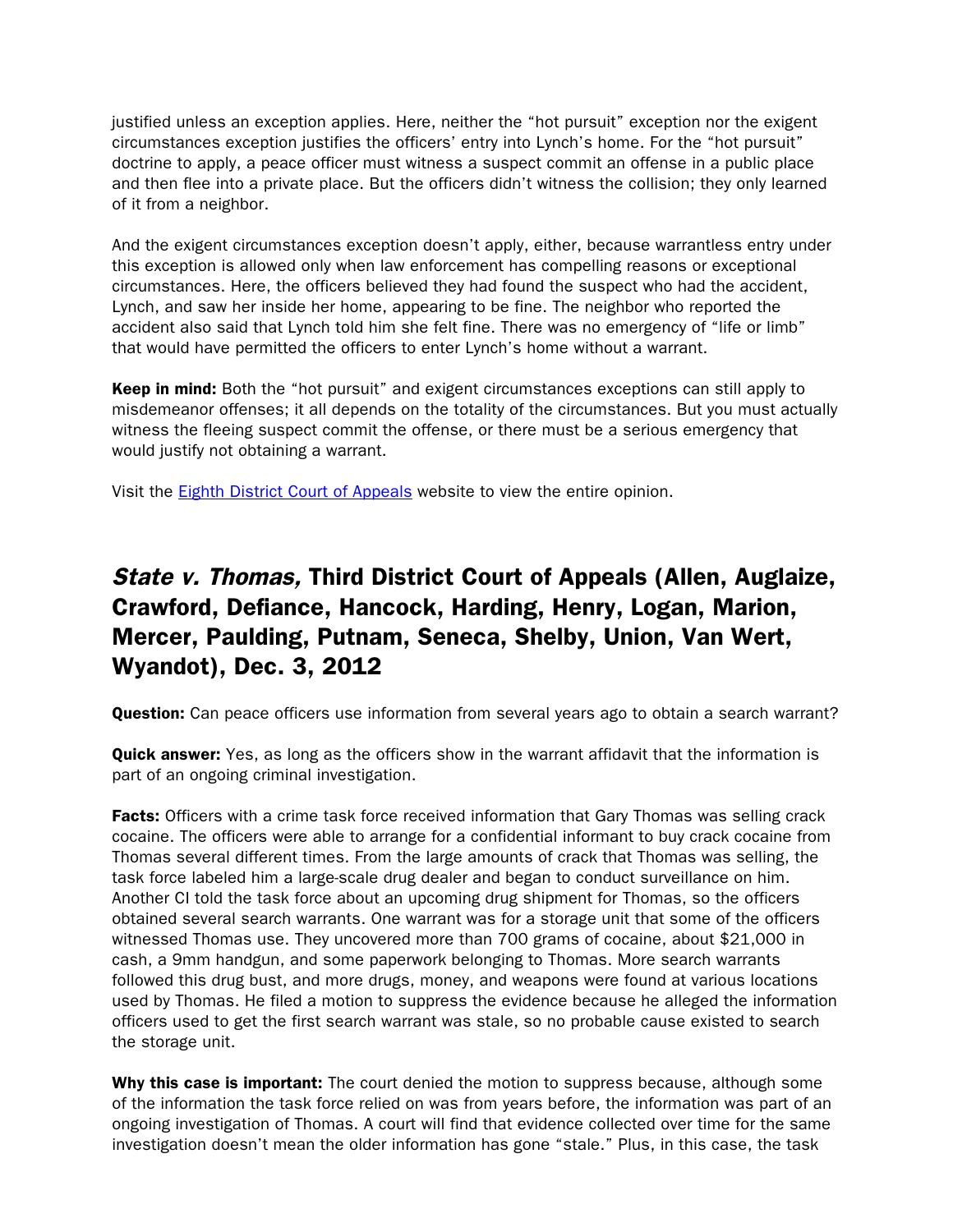justified unless an exception applies. Here, neither the "hot pursuit" exception nor the exigent circumstances exception justifies the officers' entry into Lynch's home. For the "hot pursuit" doctrine to apply, a peace officer must witness a suspect commit an offense in a public place and then flee into a private place. But the officers didn't witness the collision; they only learned of it from a neighbor.

And the exigent circumstances exception doesn't apply, either, because warrantless entry under this exception is allowed only when law enforcement has compelling reasons or exceptional circumstances. Here, the officers believed they had found the suspect who had the accident, Lynch, and saw her inside her home, appearing to be fine. The neighbor who reported the accident also said that Lynch told him she felt fine. There was no emergency of "life or limb" that would have permitted the officers to enter Lynch's home without a warrant.

**Keep in mind:** Both the "hot pursuit" and exigent circumstances exceptions can still apply to misdemeanor offenses; it all depends on the totality of the circumstances. But you must actually witness the fleeing suspect commit the offense, or there must be a serious emergency that would justify not obtaining a warrant.

Visit the Eighth District Court of Appeals website to view the entire opinion.

## *State v. Thomas,* Third District Court of Appeals (Allen, Auglaize, Crawford, Defiance, Hancock, Harding, Henry, Logan, Marion, Mercer, Paulding, Putnam, Seneca, Shelby, Union, Van Wert, Wyandot), Dec. 3, 2012

**Question:** Can peace officers use information from several years ago to obtain a search warrant?

**Quick answer:** Yes, as long as the officers show in the warrant affidavit that the information is part of an ongoing criminal investigation.

**Facts:** Officers with a crime task force received information that Gary Thomas was selling crack cocaine. The officers were able to arrange for a confidential informant to buy crack cocaine from Thomas several different times. From the large amounts of crack that Thomas was selling, the task force labeled him a large-scale drug dealer and began to conduct surveillance on him. Another CI told the task force about an upcoming drug shipment for Thomas, so the officers obtained several search warrants. One warrant was for a storage unit that some of the officers witnessed Thomas use. They uncovered more than 700 grams of cocaine, about $21,000 in cash, a 9mm handgun, and some paperwork belonging to Thomas. More search warrants followed this drug bust, and more drugs, money, and weapons were found at various locations used by Thomas. He filed a motion to suppress the evidence because he alleged the information officers used to get the first search warrant was stale, so no probable cause existed to search the storage unit.

**Why this case is important:** The court denied the motion to suppress because, although some of the information the task force relied on was from years before, the information was part of an ongoing investigation of Thomas. A court will find that evidence collected over time for the same investigation doesn't mean the older information has gone "stale." Plus, in this case, the task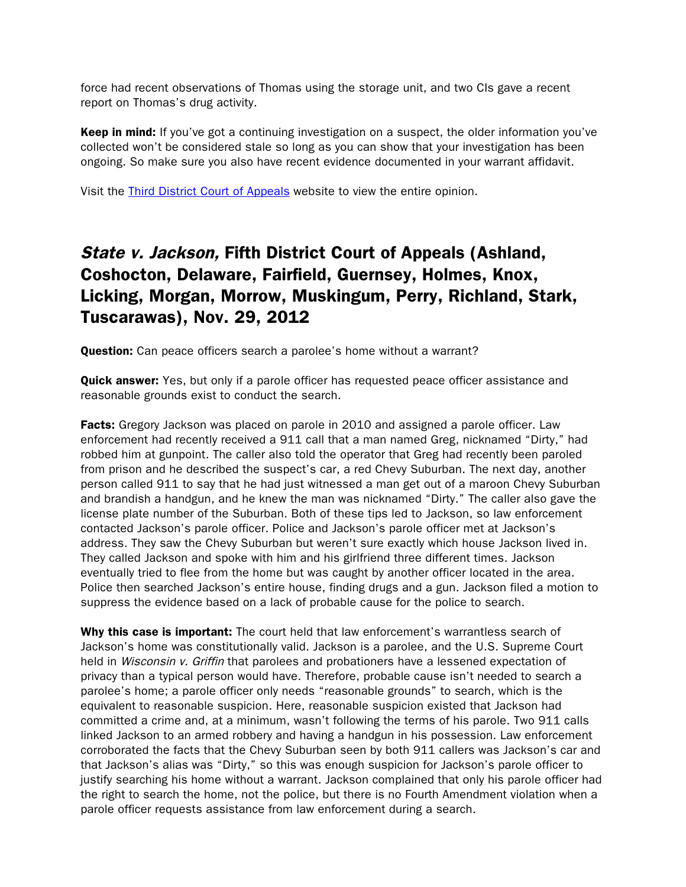force had recent observations of Thomas using the storage unit, and two CIs gave a recent report on Thomas's drug activity.

**Keep in mind:** If you've got a continuing investigation on a suspect, the older information you've collected won't be considered stale so long as you can show that your investigation has been ongoing. So make sure you also have recent evidence documented in your warrant affidavit.

Visit the Third District Court of Appeals website to view the entire opinion.

## *State v. Jackson,* Fifth District Court of Appeals (Ashland, Coshocton, Delaware, Fairfield, Guernsey, Holmes, Knox, Licking, Morgan, Morrow, Muskingum, Perry, Richland, Stark, Tuscarawas), Nov. 29, 2012

**Question:** Can peace officers search a parolee's home without a warrant?

**Quick answer:** Yes, but only if a parole officer has requested peace officer assistance and reasonable grounds exist to conduct the search.

**Facts:** Gregory Jackson was placed on parole in 2010 and assigned a parole officer. Law enforcement had recently received a 911 call that a man named Greg, nicknamed "Dirty," had robbed him at gunpoint. The caller also told the operator that Greg had recently been paroled from prison and he described the suspect's car, a red Chevy Suburban. The next day, another person called 911 to say that he had just witnessed a man get out of a maroon Chevy Suburban and brandish a handgun, and he knew the man was nicknamed "Dirty." The caller also gave the license plate number of the Suburban. Both of these tips led to Jackson, so law enforcement contacted Jackson's parole officer. Police and Jackson's parole officer met at Jackson's address. They saw the Chevy Suburban but weren't sure exactly which house Jackson lived in. They called Jackson and spoke with him and his girlfriend three different times. Jackson eventually tried to flee from the home but was caught by another officer located in the area. Police then searched Jackson's entire house, finding drugs and a gun. Jackson filed a motion to suppress the evidence based on a lack of probable cause for the police to search.

**Why this case is important:** The court held that law enforcement's warrantless search of Jackson's home was constitutionally valid. Jackson is a parolee, and the U.S. Supreme Court held in *Wisconsin v. Griffin* that parolees and probationers have a lessened expectation of privacy than a typical person would have. Therefore, probable cause isn't needed to search a parolee's home; a parole officer only needs "reasonable grounds" to search, which is the equivalent to reasonable suspicion. Here, reasonable suspicion existed that Jackson had committed a crime and, at a minimum, wasn't following the terms of his parole. Two 911 calls linked Jackson to an armed robbery and having a handgun in his possession. Law enforcement corroborated the facts that the Chevy Suburban seen by both 911 callers was Jackson's car and that Jackson's alias was "Dirty," so this was enough suspicion for Jackson's parole officer to justify searching his home without a warrant. Jackson complained that only his parole officer had the right to search the home, not the police, but there is no Fourth Amendment violation when a parole officer requests assistance from law enforcement during a search.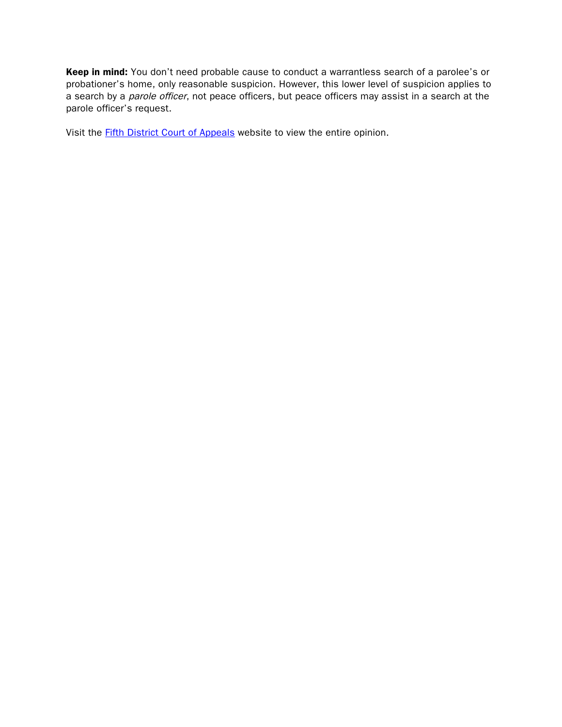**Keep in mind:** You don't need probable cause to conduct a warrantless search of a parolee's or probationer's home, only reasonable suspicion. However, this lower level of suspicion applies to a search by a *parole officer*, not peace officers, but peace officers may assist in a search at the parole officer's request.

Visit the Fifth District Court of Appeals website to view the entire opinion.